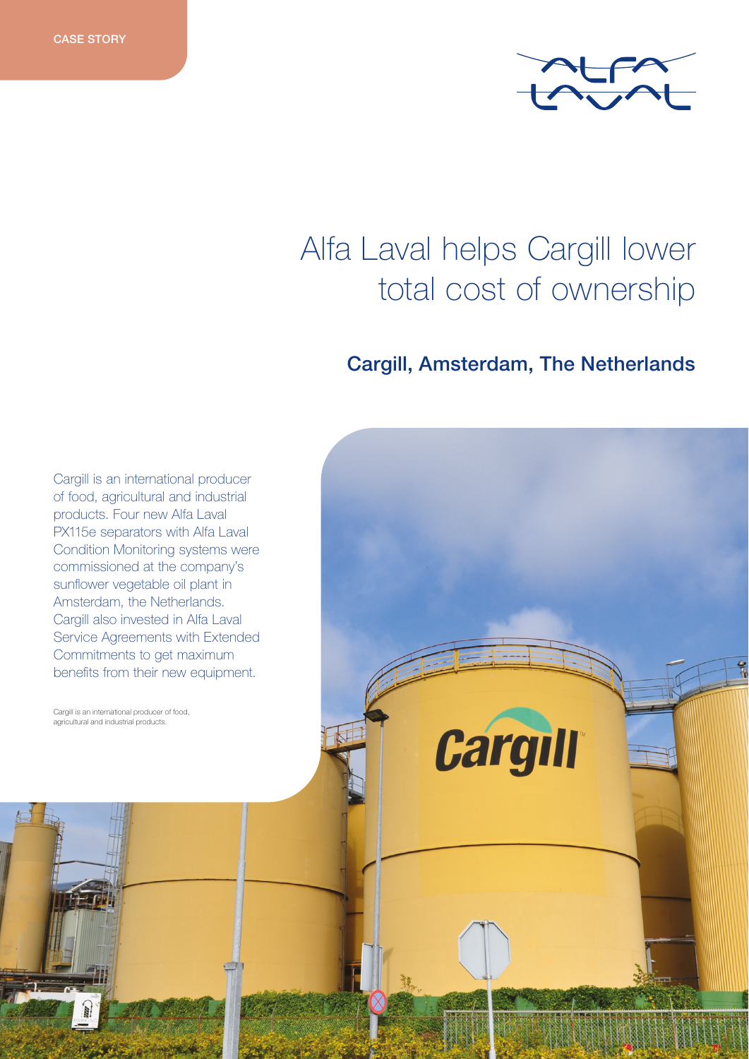CASE STORY

# Alfa Laval helps Cargill lower total cost of ownership

## Cargill, Amsterdam, The Netherlands

Cargill is an international producer of food, agricultural and industrial products. Four new Alfa Laval PX115e separators with Alfa Laval Condition Monitoring systems were commissioned at the company's sunflower vegetable oil plant in Amsterdam, the Netherlands. Cargill also invested in Alfa Laval Service Agreements with Extended Commitments to get maximum benefits from their new equipment.

Cargill is an international producer of food, agricultural and industrial products.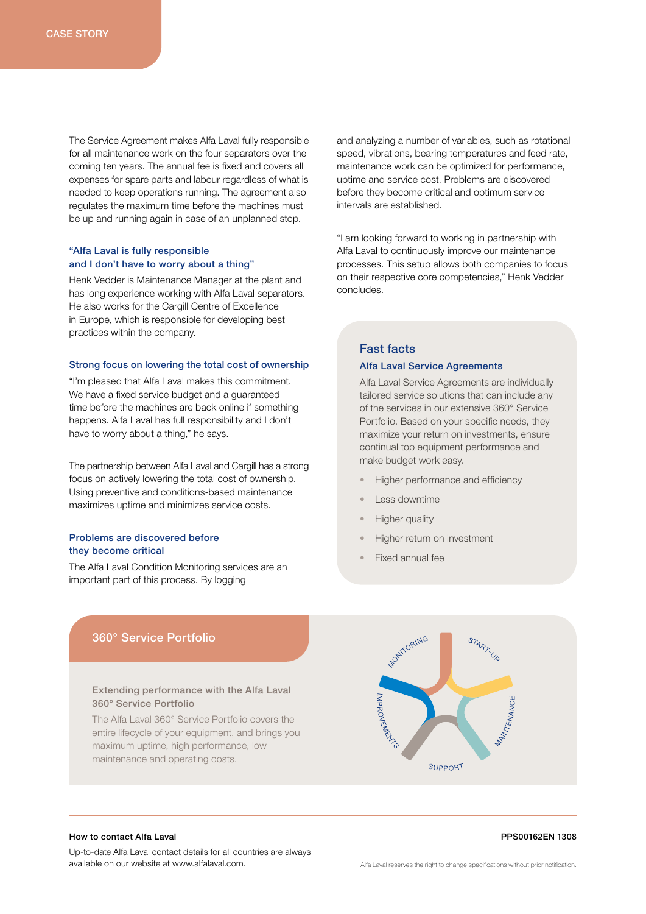CASE STORY

The Service Agreement makes Alfa Laval fully responsible for all maintenance work on the four separators over the coming ten years. The annual fee is fixed and covers all expenses for spare parts and labour regardless of what is needed to keep operations running. The agreement also regulates the maximum time before the machines must be up and running again in case of an unplanned stop.

### "Alfa Laval is fully responsible and I don't have to worry about a thing"

Henk Vedder is Maintenance Manager at the plant and has long experience working with Alfa Laval separators. He also works for the Cargill Centre of Excellence in Europe, which is responsible for developing best practices within the company.

### Strong focus on lowering the total cost of ownership

"I'm pleased that Alfa Laval makes this commitment. We have a fixed service budget and a guaranteed time before the machines are back online if something happens. Alfa Laval has full responsibility and I don't have to worry about a thing," he says.

The partnership between Alfa Laval and Cargill has a strong focus on actively lowering the total cost of ownership. Using preventive and conditions-based maintenance maximizes uptime and minimizes service costs.

### Problems are discovered before they become critical

The Alfa Laval Condition Monitoring services are an important part of this process. By logging and analyzing a number of variables, such as rotational speed, vibrations, bearing temperatures and feed rate, maintenance work can be optimized for performance, uptime and service cost. Problems are discovered before they become critical and optimum service intervals are established.

"I am looking forward to working in partnership with Alfa Laval to continuously improve our maintenance processes. This setup allows both companies to focus on their respective core competencies," Henk Vedder concludes.

## Fast facts

### Alfa Laval Service Agreements

Alfa Laval Service Agreements are individually tailored service solutions that can include any of the services in our extensive 360° Service Portfolio. Based on your specific needs, they maximize your return on investments, ensure continual top equipment performance and make budget work easy.

- Higher performance and efficiency
- Less downtime
- Higher quality
- Higher return on investment
- Fixed annual fee

## 360° Service Portfolio

### Extending performance with the Alfa Laval 360° Service Portfolio

The Alfa Laval 360° Service Portfolio covers the entire lifecycle of your equipment, and brings you maximum uptime, high performance, low maintenance and operating costs.

MONITORING
START-UP
MAINTENANCE
SUPPORT
IMPROVEMENTS

**How to contact Alfa Laval**

Up-to-date Alfa Laval contact details for all countries are always available on our website at www.alfalaval.com.

**PPS00162EN 1308**

Alfa Laval reserves the right to change specifications without prior notification.